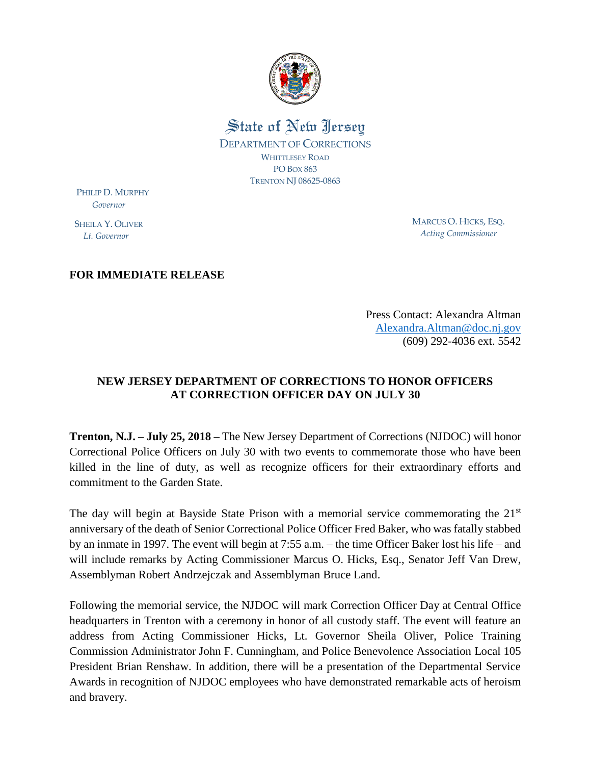State of New Jersey

DEPARTMENT OF CORRECTIONS

WHITTLESEY ROAD

PO BOX 863

TRENTON NJ 08625-0863

PHILIP D. MURPHY
*Governor*

SHEILA Y. OLIVER
*Lt. Governor*

MARCUS O. HICKS, ESQ.
*Acting Commissioner*

**FOR IMMEDIATE RELEASE**

Press Contact: Alexandra Altman
Alexandra.Altman@doc.nj.gov
(609) 292-4036 ext. 5542

## NEW JERSEY DEPARTMENT OF CORRECTIONS TO HONOR OFFICERS AT CORRECTION OFFICER DAY ON JULY 30

**Trenton, N.J. – July 25, 2018 –** The New Jersey Department of Corrections (NJDOC) will honor Correctional Police Officers on July 30 with two events to commemorate those who have been killed in the line of duty, as well as recognize officers for their extraordinary efforts and commitment to the Garden State.

The day will begin at Bayside State Prison with a memorial service commemorating the 21st anniversary of the death of Senior Correctional Police Officer Fred Baker, who was fatally stabbed by an inmate in 1997. The event will begin at 7:55 a.m. – the time Officer Baker lost his life – and will include remarks by Acting Commissioner Marcus O. Hicks, Esq., Senator Jeff Van Drew, Assemblyman Robert Andrzejczak and Assemblyman Bruce Land.

Following the memorial service, the NJDOC will mark Correction Officer Day at Central Office headquarters in Trenton with a ceremony in honor of all custody staff. The event will feature an address from Acting Commissioner Hicks, Lt. Governor Sheila Oliver, Police Training Commission Administrator John F. Cunningham, and Police Benevolence Association Local 105 President Brian Renshaw. In addition, there will be a presentation of the Departmental Service Awards in recognition of NJDOC employees who have demonstrated remarkable acts of heroism and bravery.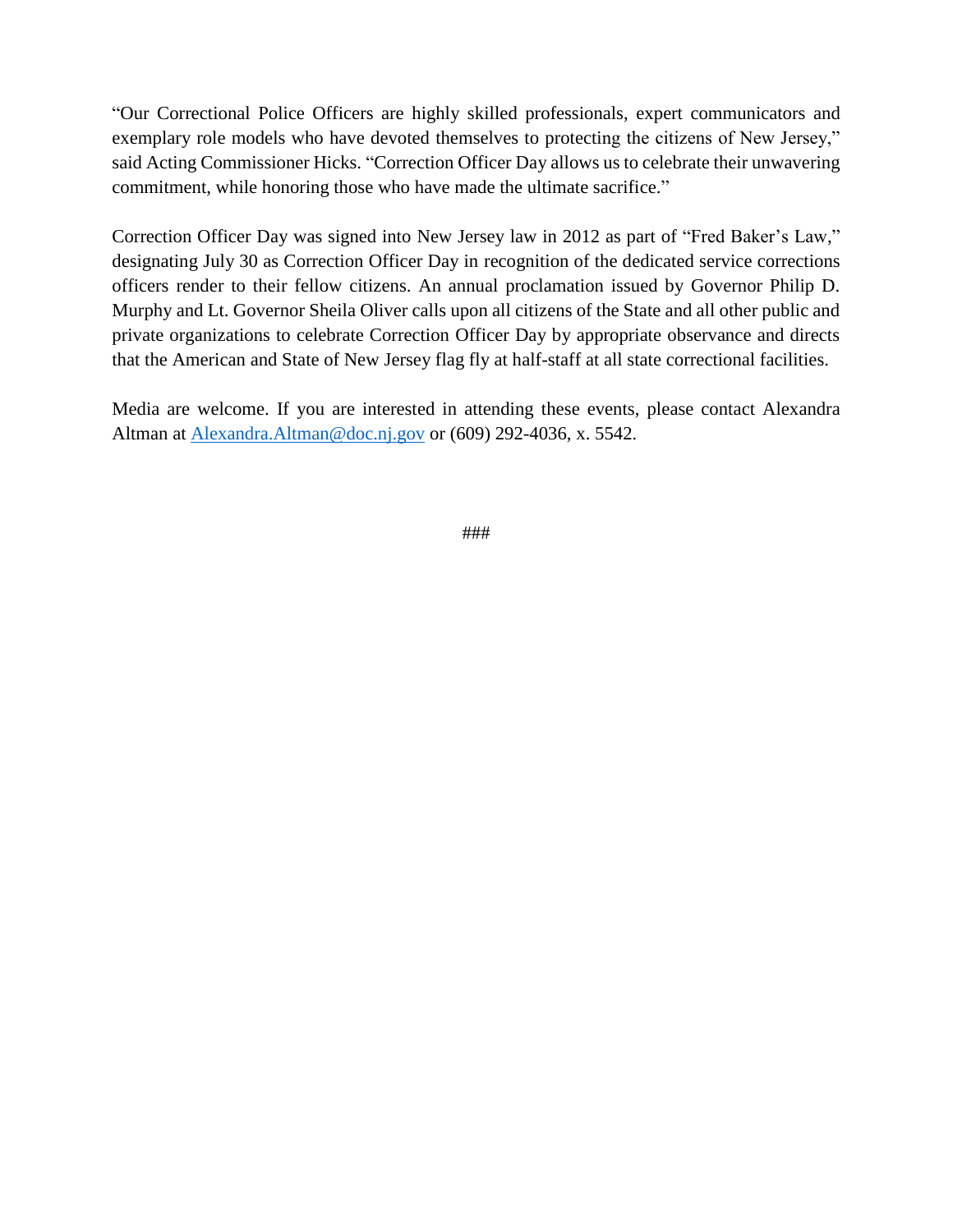"Our Correctional Police Officers are highly skilled professionals, expert communicators and exemplary role models who have devoted themselves to protecting the citizens of New Jersey," said Acting Commissioner Hicks. "Correction Officer Day allows us to celebrate their unwavering commitment, while honoring those who have made the ultimate sacrifice."

Correction Officer Day was signed into New Jersey law in 2012 as part of "Fred Baker's Law," designating July 30 as Correction Officer Day in recognition of the dedicated service corrections officers render to their fellow citizens. An annual proclamation issued by Governor Philip D. Murphy and Lt. Governor Sheila Oliver calls upon all citizens of the State and all other public and private organizations to celebrate Correction Officer Day by appropriate observance and directs that the American and State of New Jersey flag fly at half-staff at all state correctional facilities.

Media are welcome. If you are interested in attending these events, please contact Alexandra Altman at [Alexandra.Altman@doc.nj.gov](mailto:Alexandra.Altman@doc.nj.gov) or (609) 292-4036, x. 5542.

###